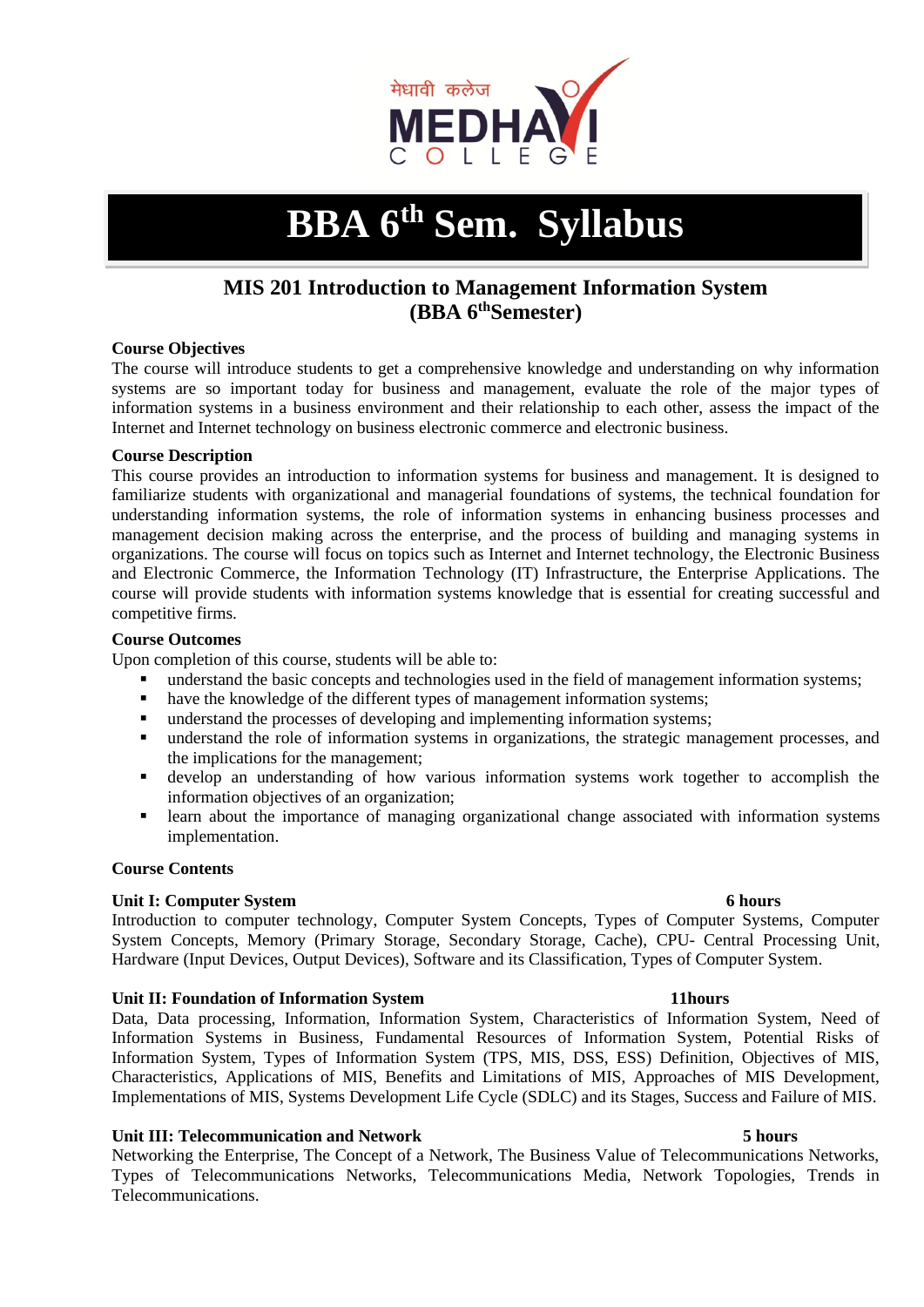मेधावी कलेज

MEDHAVI COLLEGE

# BBA 6th Sem. Syllabus

## MIS 201 Introduction to Management Information System (BBA 6thSemester)

**Course Objectives**

The course will introduce students to get a comprehensive knowledge and understanding on why information systems are so important today for business and management, evaluate the role of the major types of information systems in a business environment and their relationship to each other, assess the impact of the Internet and Internet technology on business electronic commerce and electronic business.

**Course Description**

This course provides an introduction to information systems for business and management. It is designed to familiarize students with organizational and managerial foundations of systems, the technical foundation for understanding information systems, the role of information systems in enhancing business processes and management decision making across the enterprise, and the process of building and managing systems in organizations. The course will focus on topics such as Internet and Internet technology, the Electronic Business and Electronic Commerce, the Information Technology (IT) Infrastructure, the Enterprise Applications. The course will provide students with information systems knowledge that is essential for creating successful and competitive firms.

**Course Outcomes**

Upon completion of this course, students will be able to:

- understand the basic concepts and technologies used in the field of management information systems;
- have the knowledge of the different types of management information systems;
- understand the processes of developing and implementing information systems;
- understand the role of information systems in organizations, the strategic management processes, and the implications for the management;
- develop an understanding of how various information systems work together to accomplish the information objectives of an organization;
- learn about the importance of managing organizational change associated with information systems implementation.

**Course Contents**

**Unit I: Computer System** **6 hours**

Introduction to computer technology, Computer System Concepts, Types of Computer Systems, Computer System Concepts, Memory (Primary Storage, Secondary Storage, Cache), CPU- Central Processing Unit, Hardware (Input Devices, Output Devices), Software and its Classification, Types of Computer System.

**Unit II: Foundation of Information System** **11hours**

Data, Data processing, Information, Information System, Characteristics of Information System, Need of Information Systems in Business, Fundamental Resources of Information System, Potential Risks of Information System, Types of Information System (TPS, MIS, DSS, ESS) Definition, Objectives of MIS, Characteristics, Applications of MIS, Benefits and Limitations of MIS, Approaches of MIS Development, Implementations of MIS, Systems Development Life Cycle (SDLC) and its Stages, Success and Failure of MIS.

**Unit III: Telecommunication and Network** **5 hours**

Networking the Enterprise, The Concept of a Network, The Business Value of Telecommunications Networks, Types of Telecommunications Networks, Telecommunications Media, Network Topologies, Trends in Telecommunications.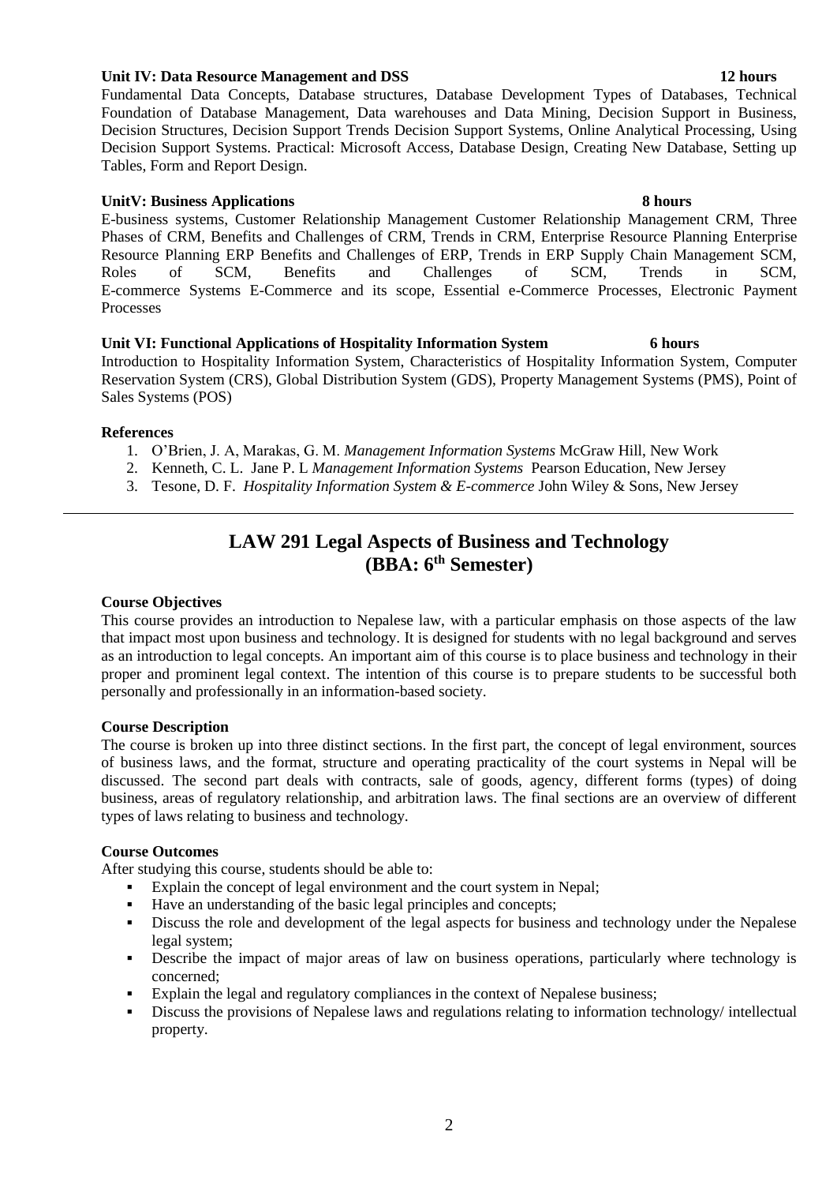**Unit IV: Data Resource Management and DSS** **12 hours**

Fundamental Data Concepts, Database structures, Database Development Types of Databases, Technical Foundation of Database Management, Data warehouses and Data Mining, Decision Support in Business, Decision Structures, Decision Support Trends Decision Support Systems, Online Analytical Processing, Using Decision Support Systems. Practical: Microsoft Access, Database Design, Creating New Database, Setting up Tables, Form and Report Design.

**UnitV: Business Applications** **8 hours**

E-business systems, Customer Relationship Management Customer Relationship Management CRM, Three Phases of CRM, Benefits and Challenges of CRM, Trends in CRM, Enterprise Resource Planning Enterprise Resource Planning ERP Benefits and Challenges of ERP, Trends in ERP Supply Chain Management SCM, Roles of SCM, Benefits and Challenges of SCM, Trends in SCM, E-commerce Systems E-Commerce and its scope, Essential e-Commerce Processes, Electronic Payment Processes

**Unit VI: Functional Applications of Hospitality Information System** **6 hours**

Introduction to Hospitality Information System, Characteristics of Hospitality Information System, Computer Reservation System (CRS), Global Distribution System (GDS), Property Management Systems (PMS), Point of Sales Systems (POS)

**References**

1. O'Brien, J. A, Marakas, G. M. *Management Information Systems* McGraw Hill, New Work
2. Kenneth, C. L. Jane P. L *Management Information Systems* Pearson Education, New Jersey
3. Tesone, D. F. *Hospitality Information System & E-commerce* John Wiley & Sons, New Jersey

---

## LAW 291 Legal Aspects of Business and Technology (BBA: 6th Semester)

**Course Objectives**

This course provides an introduction to Nepalese law, with a particular emphasis on those aspects of the law that impact most upon business and technology. It is designed for students with no legal background and serves as an introduction to legal concepts. An important aim of this course is to place business and technology in their proper and prominent legal context. The intention of this course is to prepare students to be successful both personally and professionally in an information-based society.

**Course Description**

The course is broken up into three distinct sections. In the first part, the concept of legal environment, sources of business laws, and the format, structure and operating practicality of the court systems in Nepal will be discussed. The second part deals with contracts, sale of goods, agency, different forms (types) of doing business, areas of regulatory relationship, and arbitration laws. The final sections are an overview of different types of laws relating to business and technology.

**Course Outcomes**

After studying this course, students should be able to:

- Explain the concept of legal environment and the court system in Nepal;
- Have an understanding of the basic legal principles and concepts;
- Discuss the role and development of the legal aspects for business and technology under the Nepalese legal system;
- Describe the impact of major areas of law on business operations, particularly where technology is concerned;
- Explain the legal and regulatory compliances in the context of Nepalese business;
- Discuss the provisions of Nepalese laws and regulations relating to information technology/ intellectual property.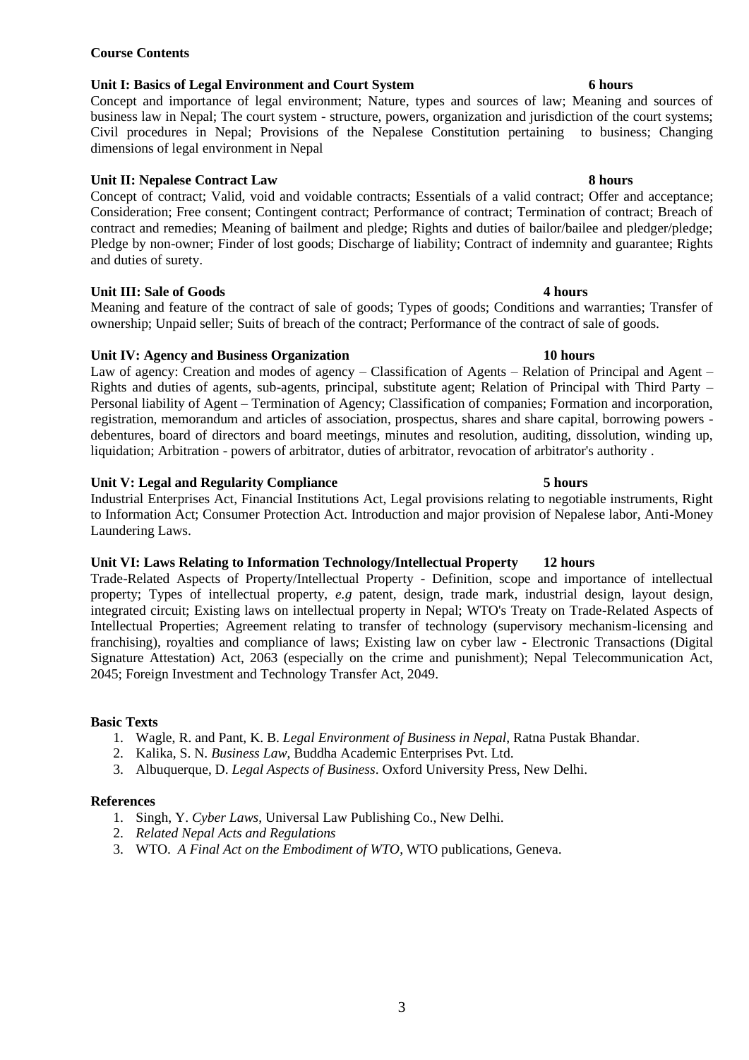**Course Contents**

**Unit I: Basics of Legal Environment and Court System 6 hours**

Concept and importance of legal environment; Nature, types and sources of law; Meaning and sources of business law in Nepal; The court system - structure, powers, organization and jurisdiction of the court systems; Civil procedures in Nepal; Provisions of the Nepalese Constitution pertaining to business; Changing dimensions of legal environment in Nepal

**Unit II: Nepalese Contract Law 8 hours**

Concept of contract; Valid, void and voidable contracts; Essentials of a valid contract; Offer and acceptance; Consideration; Free consent; Contingent contract; Performance of contract; Termination of contract; Breach of contract and remedies; Meaning of bailment and pledge; Rights and duties of bailor/bailee and pledger/pledge; Pledge by non-owner; Finder of lost goods; Discharge of liability; Contract of indemnity and guarantee; Rights and duties of surety.

**Unit III: Sale of Goods 4 hours**

Meaning and feature of the contract of sale of goods; Types of goods; Conditions and warranties; Transfer of ownership; Unpaid seller; Suits of breach of the contract; Performance of the contract of sale of goods.

**Unit IV: Agency and Business Organization 10 hours**

Law of agency: Creation and modes of agency – Classification of Agents – Relation of Principal and Agent – Rights and duties of agents, sub-agents, principal, substitute agent; Relation of Principal with Third Party – Personal liability of Agent – Termination of Agency; Classification of companies; Formation and incorporation, registration, memorandum and articles of association, prospectus, shares and share capital, borrowing powers - debentures, board of directors and board meetings, minutes and resolution, auditing, dissolution, winding up, liquidation; Arbitration - powers of arbitrator, duties of arbitrator, revocation of arbitrator's authority .

**Unit V: Legal and Regularity Compliance 5 hours**

Industrial Enterprises Act, Financial Institutions Act, Legal provisions relating to negotiable instruments, Right to Information Act; Consumer Protection Act. Introduction and major provision of Nepalese labor, Anti-Money Laundering Laws.

**Unit VI: Laws Relating to Information Technology/Intellectual Property 12 hours**

Trade-Related Aspects of Property/Intellectual Property - Definition, scope and importance of intellectual property; Types of intellectual property, *e.g* patent, design, trade mark, industrial design, layout design, integrated circuit; Existing laws on intellectual property in Nepal; WTO's Treaty on Trade-Related Aspects of Intellectual Properties; Agreement relating to transfer of technology (supervisory mechanism-licensing and franchising), royalties and compliance of laws; Existing law on cyber law - Electronic Transactions (Digital Signature Attestation) Act, 2063 (especially on the crime and punishment); Nepal Telecommunication Act, 2045; Foreign Investment and Technology Transfer Act, 2049.

**Basic Texts**

1. Wagle, R. and Pant, K. B. *Legal Environment of Business in Nepal*, Ratna Pustak Bhandar.
2. Kalika, S. N. *Business Law*, Buddha Academic Enterprises Pvt. Ltd.
3. Albuquerque, D. *Legal Aspects of Business*. Oxford University Press, New Delhi.

**References**

1. Singh, Y. *Cyber Laws*, Universal Law Publishing Co., New Delhi.
2. *Related Nepal Acts and Regulations*
3. WTO. *A Final Act on the Embodiment of WTO*, WTO publications, Geneva.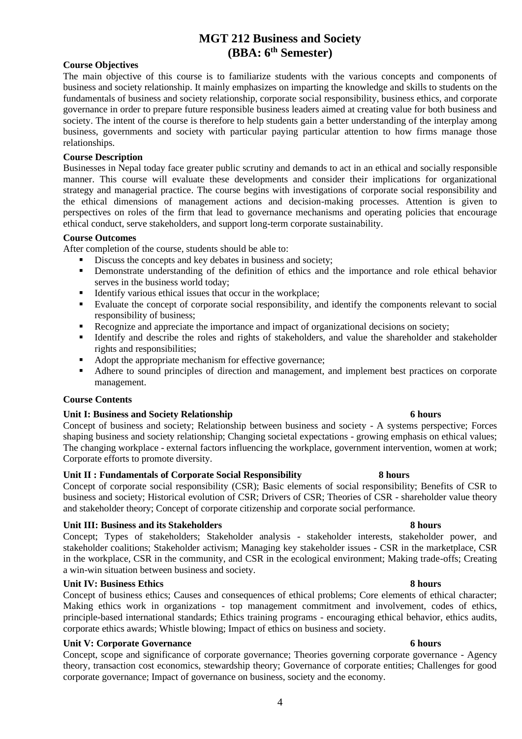# MGT 212 Business and Society
## (BBA: 6th Semester)

**Course Objectives**

The main objective of this course is to familiarize students with the various concepts and components of business and society relationship. It mainly emphasizes on imparting the knowledge and skills to students on the fundamentals of business and society relationship, corporate social responsibility, business ethics, and corporate governance in order to prepare future responsible business leaders aimed at creating value for both business and society. The intent of the course is therefore to help students gain a better understanding of the interplay among business, governments and society with particular paying particular attention to how firms manage those relationships.

**Course Description**

Businesses in Nepal today face greater public scrutiny and demands to act in an ethical and socially responsible manner. This course will evaluate these developments and consider their implications for organizational strategy and managerial practice. The course begins with investigations of corporate social responsibility and the ethical dimensions of management actions and decision-making processes. Attention is given to perspectives on roles of the firm that lead to governance mechanisms and operating policies that encourage ethical conduct, serve stakeholders, and support long-term corporate sustainability.

**Course Outcomes**

After completion of the course, students should be able to:

- Discuss the concepts and key debates in business and society;
- Demonstrate understanding of the definition of ethics and the importance and role ethical behavior serves in the business world today;
- Identify various ethical issues that occur in the workplace;
- Evaluate the concept of corporate social responsibility, and identify the components relevant to social responsibility of business;
- Recognize and appreciate the importance and impact of organizational decisions on society;
- Identify and describe the roles and rights of stakeholders, and value the shareholder and stakeholder rights and responsibilities;
- Adopt the appropriate mechanism for effective governance;
- Adhere to sound principles of direction and management, and implement best practices on corporate management.

**Course Contents**

**Unit I: Business and Society Relationship 6 hours**

Concept of business and society; Relationship between business and society - A systems perspective; Forces shaping business and society relationship; Changing societal expectations - growing emphasis on ethical values; The changing workplace - external factors influencing the workplace, government intervention, women at work; Corporate efforts to promote diversity.

**Unit II : Fundamentals of Corporate Social Responsibility 8 hours**

Concept of corporate social responsibility (CSR); Basic elements of social responsibility; Benefits of CSR to business and society; Historical evolution of CSR; Drivers of CSR; Theories of CSR - shareholder value theory and stakeholder theory; Concept of corporate citizenship and corporate social performance.

**Unit III: Business and its Stakeholders 8 hours**

Concept; Types of stakeholders; Stakeholder analysis - stakeholder interests, stakeholder power, and stakeholder coalitions; Stakeholder activism; Managing key stakeholder issues - CSR in the marketplace, CSR in the workplace, CSR in the community, and CSR in the ecological environment; Making trade-offs; Creating a win-win situation between business and society.

**Unit IV: Business Ethics 8 hours**

Concept of business ethics; Causes and consequences of ethical problems; Core elements of ethical character; Making ethics work in organizations - top management commitment and involvement, codes of ethics, principle-based international standards; Ethics training programs - encouraging ethical behavior, ethics audits, corporate ethics awards; Whistle blowing; Impact of ethics on business and society.

**Unit V: Corporate Governance 6 hours**

Concept, scope and significance of corporate governance; Theories governing corporate governance - Agency theory, transaction cost economics, stewardship theory; Governance of corporate entities; Challenges for good corporate governance; Impact of governance on business, society and the economy.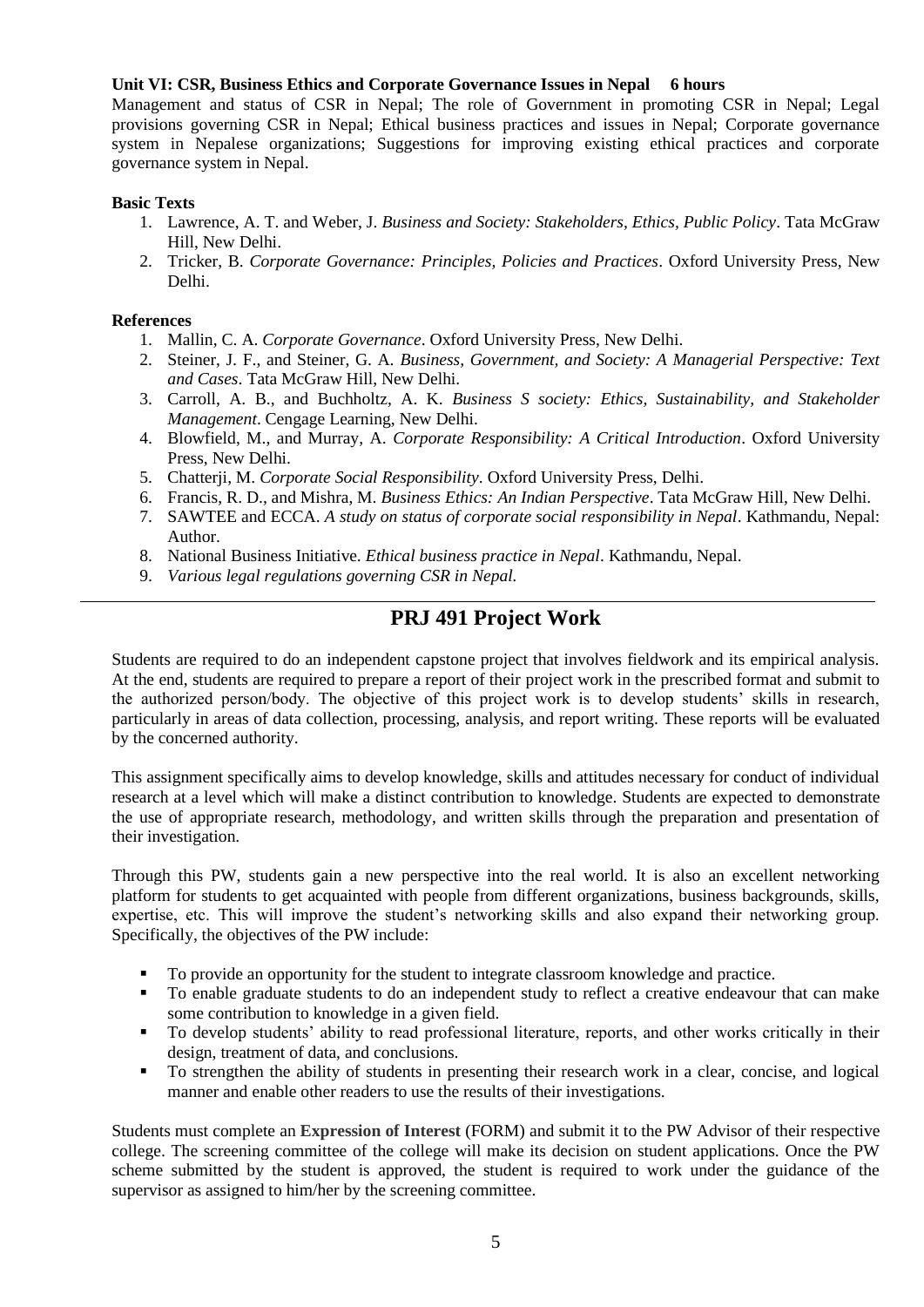**Unit VI: CSR, Business Ethics and Corporate Governance Issues in Nepal 6 hours**

Management and status of CSR in Nepal; The role of Government in promoting CSR in Nepal; Legal provisions governing CSR in Nepal; Ethical business practices and issues in Nepal; Corporate governance system in Nepalese organizations; Suggestions for improving existing ethical practices and corporate governance system in Nepal.

**Basic Texts**

1. Lawrence, A. T. and Weber, J. *Business and Society: Stakeholders, Ethics, Public Policy*. Tata McGraw Hill, New Delhi.
2. Tricker, B. *Corporate Governance: Principles, Policies and Practices*. Oxford University Press, New Delhi.

**References**

1. Mallin, C. A. *Corporate Governance*. Oxford University Press, New Delhi.
2. Steiner, J. F., and Steiner, G. A. *Business, Government, and Society: A Managerial Perspective: Text and Cases*. Tata McGraw Hill, New Delhi.
3. Carroll, A. B., and Buchholtz, A. K. *Business S society: Ethics, Sustainability, and Stakeholder Management*. Cengage Learning, New Delhi.
4. Blowfield, M., and Murray, A. *Corporate Responsibility: A Critical Introduction*. Oxford University Press, New Delhi.
5. Chatterji, M. *Corporate Social Responsibility*. Oxford University Press, Delhi.
6. Francis, R. D., and Mishra, M. *Business Ethics: An Indian Perspective*. Tata McGraw Hill, New Delhi.
7. SAWTEE and ECCA. *A study on status of corporate social responsibility in Nepal*. Kathmandu, Nepal: Author.
8. National Business Initiative. *Ethical business practice in Nepal*. Kathmandu, Nepal.
9. *Various legal regulations governing CSR in Nepal.*

---

## PRJ 491 Project Work

Students are required to do an independent capstone project that involves fieldwork and its empirical analysis. At the end, students are required to prepare a report of their project work in the prescribed format and submit to the authorized person/body. The objective of this project work is to develop students' skills in research, particularly in areas of data collection, processing, analysis, and report writing. These reports will be evaluated by the concerned authority.

This assignment specifically aims to develop knowledge, skills and attitudes necessary for conduct of individual research at a level which will make a distinct contribution to knowledge. Students are expected to demonstrate the use of appropriate research, methodology, and written skills through the preparation and presentation of their investigation.

Through this PW, students gain a new perspective into the real world. It is also an excellent networking platform for students to get acquainted with people from different organizations, business backgrounds, skills, expertise, etc. This will improve the student's networking skills and also expand their networking group. Specifically, the objectives of the PW include:

- To provide an opportunity for the student to integrate classroom knowledge and practice.
- To enable graduate students to do an independent study to reflect a creative endeavour that can make some contribution to knowledge in a given field.
- To develop students' ability to read professional literature, reports, and other works critically in their design, treatment of data, and conclusions.
- To strengthen the ability of students in presenting their research work in a clear, concise, and logical manner and enable other readers to use the results of their investigations.

Students must complete an **Expression of Interest** (FORM) and submit it to the PW Advisor of their respective college. The screening committee of the college will make its decision on student applications. Once the PW scheme submitted by the student is approved, the student is required to work under the guidance of the supervisor as assigned to him/her by the screening committee.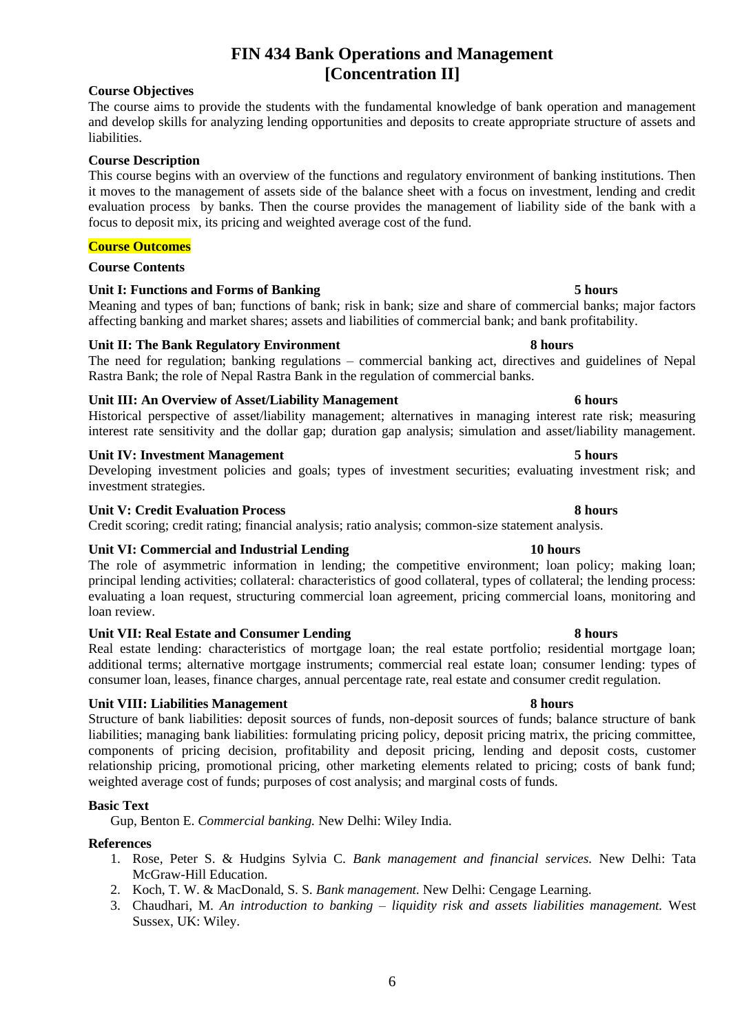# FIN 434 Bank Operations and Management [Concentration II]

**Course Objectives**

The course aims to provide the students with the fundamental knowledge of bank operation and management and develop skills for analyzing lending opportunities and deposits to create appropriate structure of assets and liabilities.

**Course Description**

This course begins with an overview of the functions and regulatory environment of banking institutions. Then it moves to the management of assets side of the balance sheet with a focus on investment, lending and credit evaluation process by banks. Then the course provides the management of liability side of the bank with a focus to deposit mix, its pricing and weighted average cost of the fund.

**Course Outcomes**

**Course Contents**

**Unit I: Functions and Forms of Banking** **5 hours**

Meaning and types of ban; functions of bank; risk in bank; size and share of commercial banks; major factors affecting banking and market shares; assets and liabilities of commercial bank; and bank profitability.

**Unit II: The Bank Regulatory Environment** **8 hours**

The need for regulation; banking regulations – commercial banking act, directives and guidelines of Nepal Rastra Bank; the role of Nepal Rastra Bank in the regulation of commercial banks.

**Unit III: An Overview of Asset/Liability Management** **6 hours**

Historical perspective of asset/liability management; alternatives in managing interest rate risk; measuring interest rate sensitivity and the dollar gap; duration gap analysis; simulation and asset/liability management.

**Unit IV: Investment Management** **5 hours**

Developing investment policies and goals; types of investment securities; evaluating investment risk; and investment strategies.

**Unit V: Credit Evaluation Process** **8 hours**

Credit scoring; credit rating; financial analysis; ratio analysis; common-size statement analysis.

**Unit VI: Commercial and Industrial Lending** **10 hours**

The role of asymmetric information in lending; the competitive environment; loan policy; making loan; principal lending activities; collateral: characteristics of good collateral, types of collateral; the lending process: evaluating a loan request, structuring commercial loan agreement, pricing commercial loans, monitoring and loan review.

**Unit VII: Real Estate and Consumer Lending** **8 hours**

Real estate lending: characteristics of mortgage loan; the real estate portfolio; residential mortgage loan; additional terms; alternative mortgage instruments; commercial real estate loan; consumer lending: types of consumer loan, leases, finance charges, annual percentage rate, real estate and consumer credit regulation.

**Unit VIII: Liabilities Management** **8 hours**

Structure of bank liabilities: deposit sources of funds, non-deposit sources of funds; balance structure of bank liabilities; managing bank liabilities: formulating pricing policy, deposit pricing matrix, the pricing committee, components of pricing decision, profitability and deposit pricing, lending and deposit costs, customer relationship pricing, promotional pricing, other marketing elements related to pricing; costs of bank fund; weighted average cost of funds; purposes of cost analysis; and marginal costs of funds.

**Basic Text**

Gup, Benton E. *Commercial banking.* New Delhi: Wiley India.

**References**

1. Rose, Peter S. & Hudgins Sylvia C. *Bank management and financial services.* New Delhi: Tata McGraw-Hill Education.
2. Koch, T. W. & MacDonald, S. S. *Bank management.* New Delhi: Cengage Learning.
3. Chaudhari, M. *An introduction to banking – liquidity risk and assets liabilities management.* West Sussex, UK: Wiley.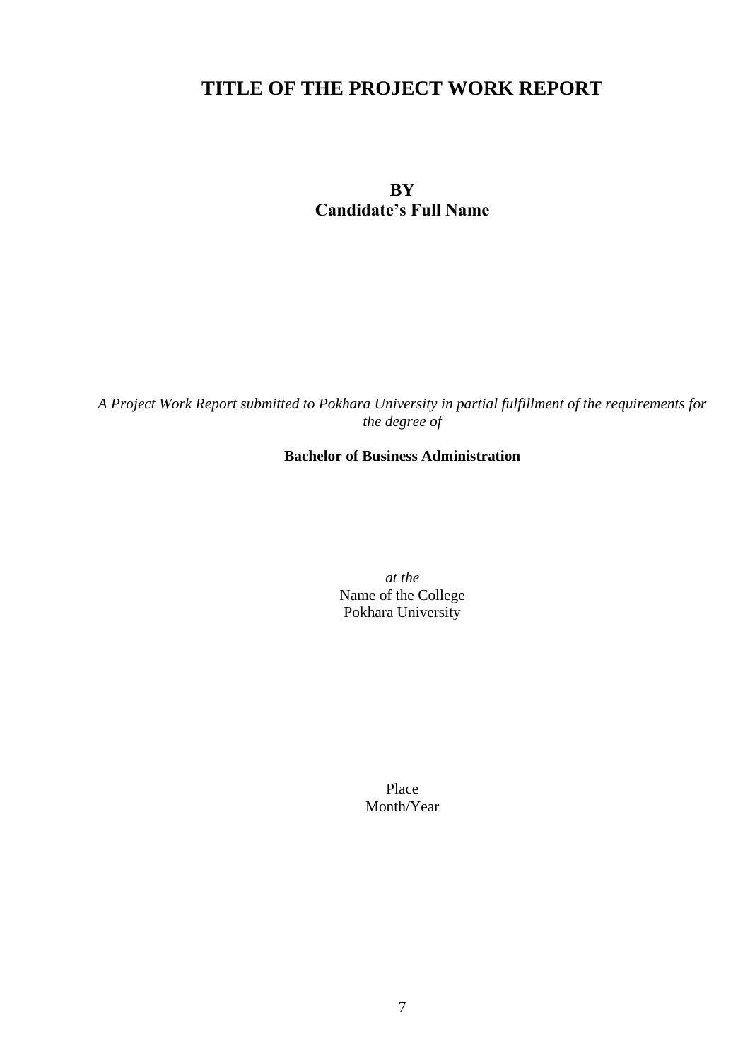# TITLE OF THE PROJECT WORK REPORT

**BY**
**Candidate's Full Name**

*A Project Work Report submitted to Pokhara University in partial fulfillment of the requirements for the degree of*

**Bachelor of Business Administration**

*at the*
Name of the College
Pokhara University

Place
Month/Year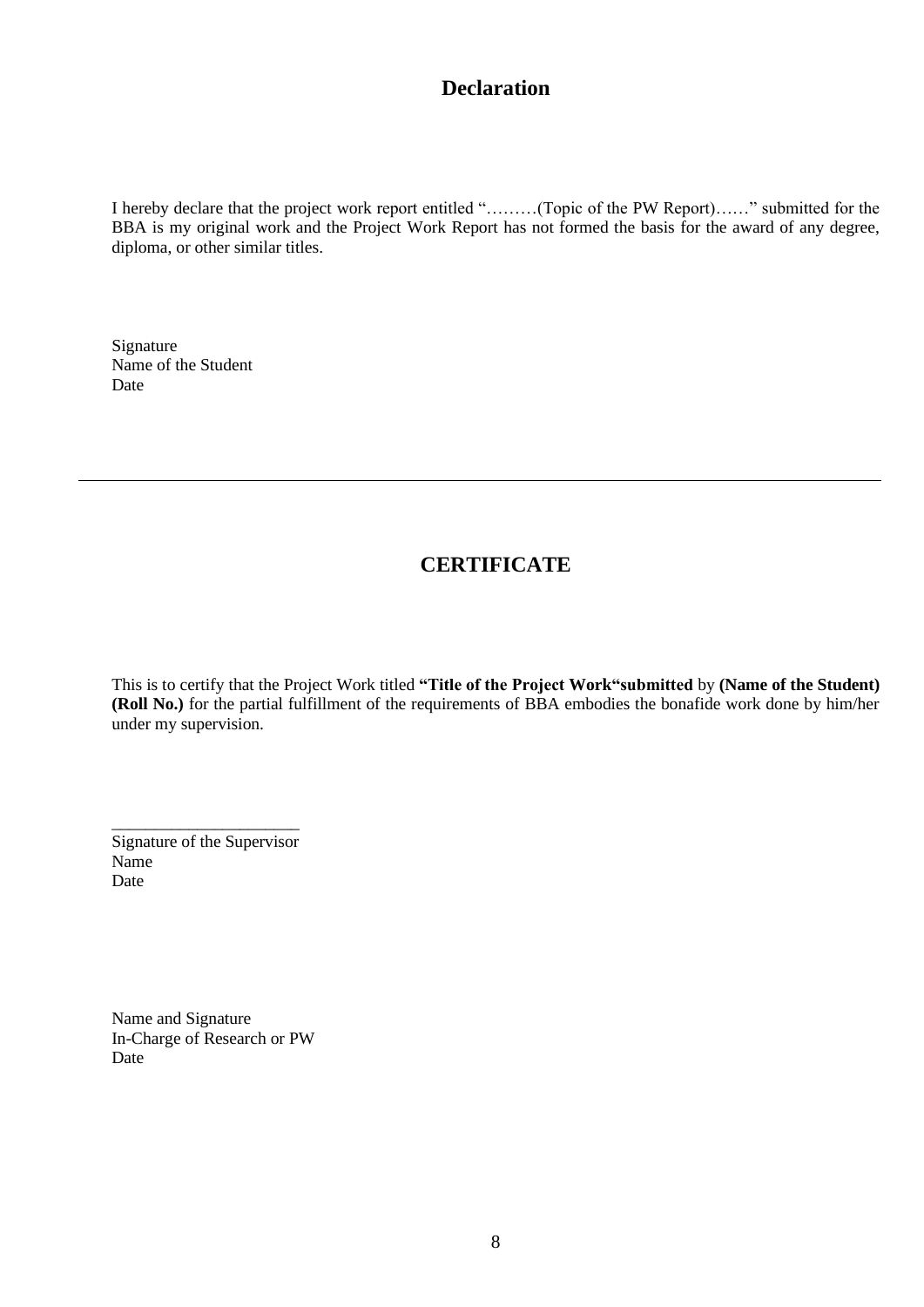## Declaration

I hereby declare that the project work report entitled "………(Topic of the PW Report)……" submitted for the BBA is my original work and the Project Work Report has not formed the basis for the award of any degree, diploma, or other similar titles.

Signature  
Name of the Student  
Date

---

## CERTIFICATE

This is to certify that the Project Work titled **"Title of the Project Work"submitted** by **(Name of the Student) (Roll No.)** for the partial fulfillment of the requirements of BBA embodies the bonafide work done by him/her under my supervision.

______________________  
Signature of the Supervisor  
Name  
Date

Name and Signature  
In-Charge of Research or PW  
Date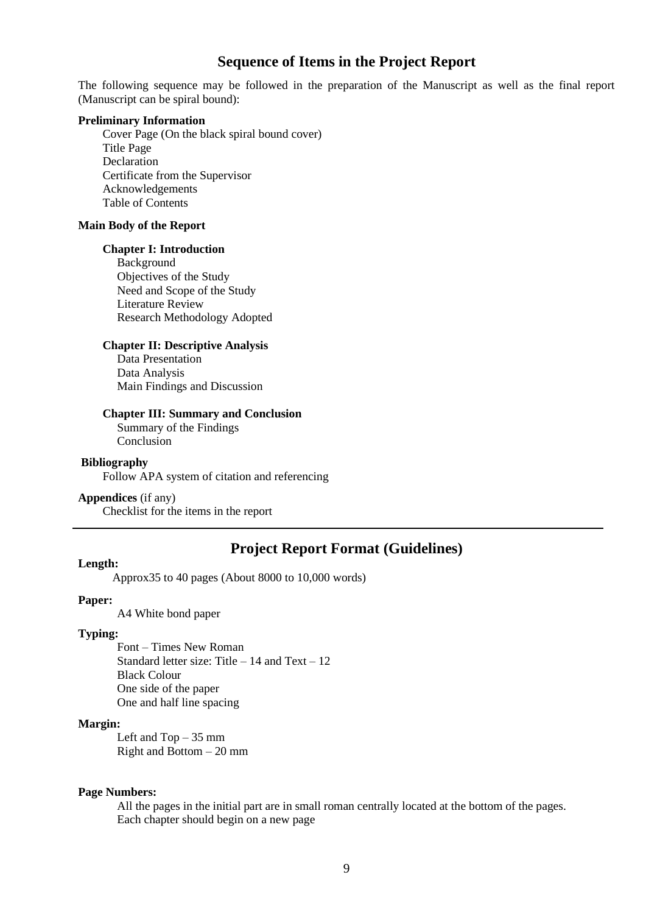## Sequence of Items in the Project Report

The following sequence may be followed in the preparation of the Manuscript as well as the final report (Manuscript can be spiral bound):

**Preliminary Information**

Cover Page (On the black spiral bound cover)
Title Page
Declaration
Certificate from the Supervisor
Acknowledgements
Table of Contents

**Main Body of the Report**

**Chapter I: Introduction**

Background
Objectives of the Study
Need and Scope of the Study
Literature Review
Research Methodology Adopted

**Chapter II: Descriptive Analysis**

Data Presentation
Data Analysis
Main Findings and Discussion

**Chapter III: Summary and Conclusion**

Summary of the Findings
Conclusion

**Bibliography**

Follow APA system of citation and referencing

**Appendices** (if any)

Checklist for the items in the report

---

## Project Report Format (Guidelines)

**Length:**

Approx35 to 40 pages (About 8000 to 10,000 words)

**Paper:**

A4 White bond paper

**Typing:**

Font – Times New Roman
Standard letter size: Title – 14 and Text – 12
Black Colour
One side of the paper
One and half line spacing

**Margin:**

Left and Top – 35 mm
Right and Bottom – 20 mm

**Page Numbers:**

All the pages in the initial part are in small roman centrally located at the bottom of the pages.
Each chapter should begin on a new page